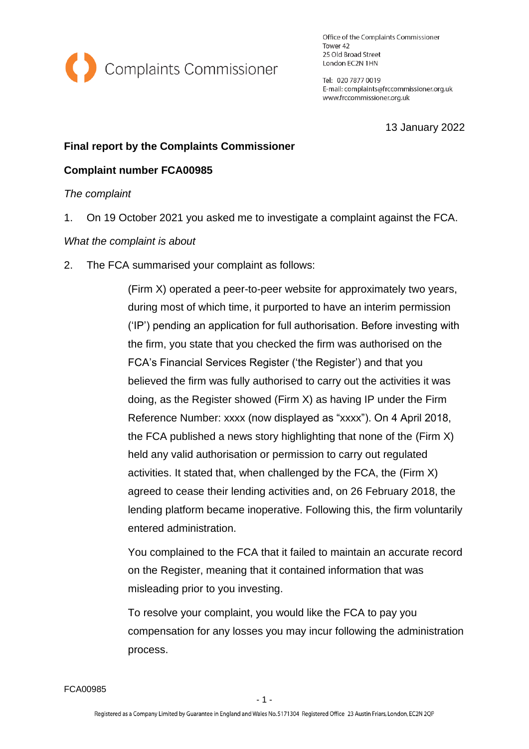Complaints Commissioner

Office of the Complaints Commissioner
Tower 42
25 Old Broad Street
London EC2N 1HN

Tel: 020 7877 0019
E-mail: complaints@frccommissioner.org.uk
www.frccommissioner.org.uk

13 January 2022

**Final report by the Complaints Commissioner**

**Complaint number FCA00985**

*The complaint*

1. On 19 October 2021 you asked me to investigate a complaint against the FCA.

*What the complaint is about*

2. The FCA summarised your complaint as follows:

> (Firm X) operated a peer-to-peer website for approximately two years, during most of which time, it purported to have an interim permission ('IP') pending an application for full authorisation. Before investing with the firm, you state that you checked the firm was authorised on the FCA's Financial Services Register ('the Register') and that you believed the firm was fully authorised to carry out the activities it was doing, as the Register showed (Firm X) as having IP under the Firm Reference Number: xxxx (now displayed as "xxxx"). On 4 April 2018, the FCA published a news story highlighting that none of the (Firm X) held any valid authorisation or permission to carry out regulated activities. It stated that, when challenged by the FCA, the (Firm X) agreed to cease their lending activities and, on 26 February 2018, the lending platform became inoperative. Following this, the firm voluntarily entered administration.
>
> You complained to the FCA that it failed to maintain an accurate record on the Register, meaning that it contained information that was misleading prior to you investing.
>
> To resolve your complaint, you would like the FCA to pay you compensation for any losses you may incur following the administration process.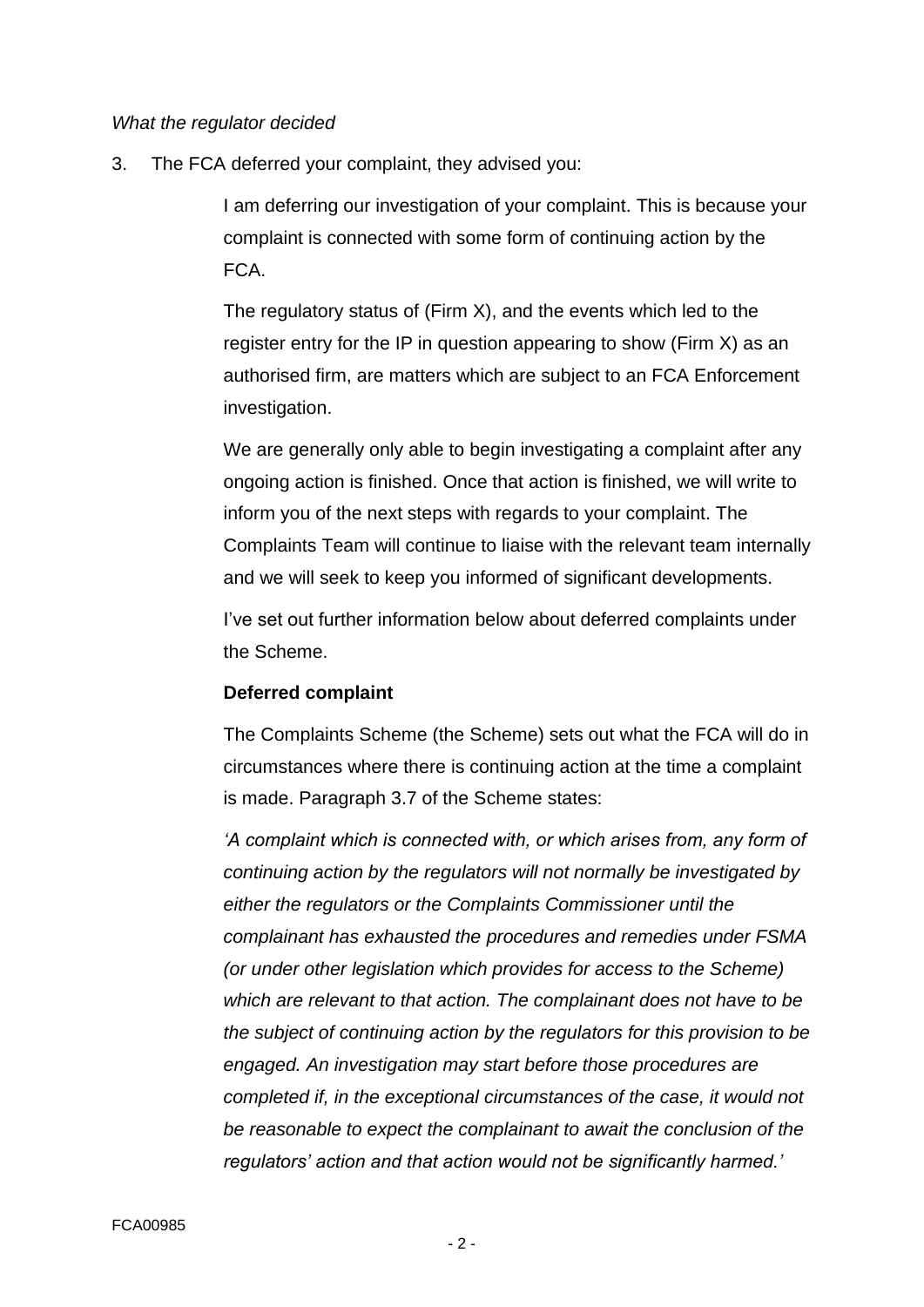*What the regulator decided*

3. The FCA deferred your complaint, they advised you:

> I am deferring our investigation of your complaint. This is because your complaint is connected with some form of continuing action by the FCA.
>
> The regulatory status of (Firm X), and the events which led to the register entry for the IP in question appearing to show (Firm X) as an authorised firm, are matters which are subject to an FCA Enforcement investigation.
>
> We are generally only able to begin investigating a complaint after any ongoing action is finished. Once that action is finished, we will write to inform you of the next steps with regards to your complaint. The Complaints Team will continue to liaise with the relevant team internally and we will seek to keep you informed of significant developments.
>
> I've set out further information below about deferred complaints under the Scheme.
>
> **Deferred complaint**
>
> The Complaints Scheme (the Scheme) sets out what the FCA will do in circumstances where there is continuing action at the time a complaint is made. Paragraph 3.7 of the Scheme states:
>
> *'A complaint which is connected with, or which arises from, any form of continuing action by the regulators will not normally be investigated by either the regulators or the Complaints Commissioner until the complainant has exhausted the procedures and remedies under FSMA (or under other legislation which provides for access to the Scheme) which are relevant to that action. The complainant does not have to be the subject of continuing action by the regulators for this provision to be engaged. An investigation may start before those procedures are completed if, in the exceptional circumstances of the case, it would not be reasonable to expect the complainant to await the conclusion of the regulators' action and that action would not be significantly harmed.'*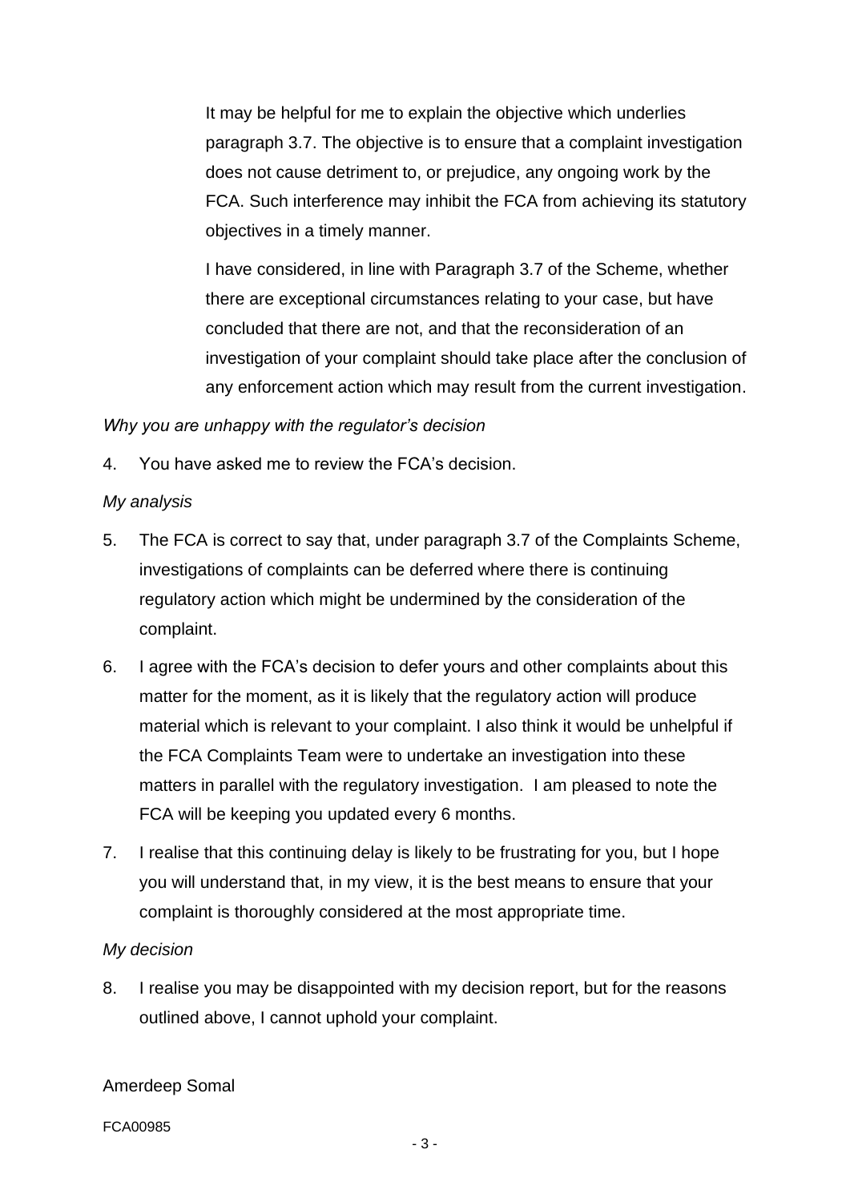> It may be helpful for me to explain the objective which underlies paragraph 3.7. The objective is to ensure that a complaint investigation does not cause detriment to, or prejudice, any ongoing work by the FCA. Such interference may inhibit the FCA from achieving its statutory objectives in a timely manner.
>
> I have considered, in line with Paragraph 3.7 of the Scheme, whether there are exceptional circumstances relating to your case, but have concluded that there are not, and that the reconsideration of an investigation of your complaint should take place after the conclusion of any enforcement action which may result from the current investigation.

*Why you are unhappy with the regulator's decision*

4. You have asked me to review the FCA's decision.

*My analysis*

5. The FCA is correct to say that, under paragraph 3.7 of the Complaints Scheme, investigations of complaints can be deferred where there is continuing regulatory action which might be undermined by the consideration of the complaint.

6. I agree with the FCA's decision to defer yours and other complaints about this matter for the moment, as it is likely that the regulatory action will produce material which is relevant to your complaint. I also think it would be unhelpful if the FCA Complaints Team were to undertake an investigation into these matters in parallel with the regulatory investigation. I am pleased to note the FCA will be keeping you updated every 6 months.

7. I realise that this continuing delay is likely to be frustrating for you, but I hope you will understand that, in my view, it is the best means to ensure that your complaint is thoroughly considered at the most appropriate time.

*My decision*

8. I realise you may be disappointed with my decision report, but for the reasons outlined above, I cannot uphold your complaint.

Amerdeep Somal

FCA00985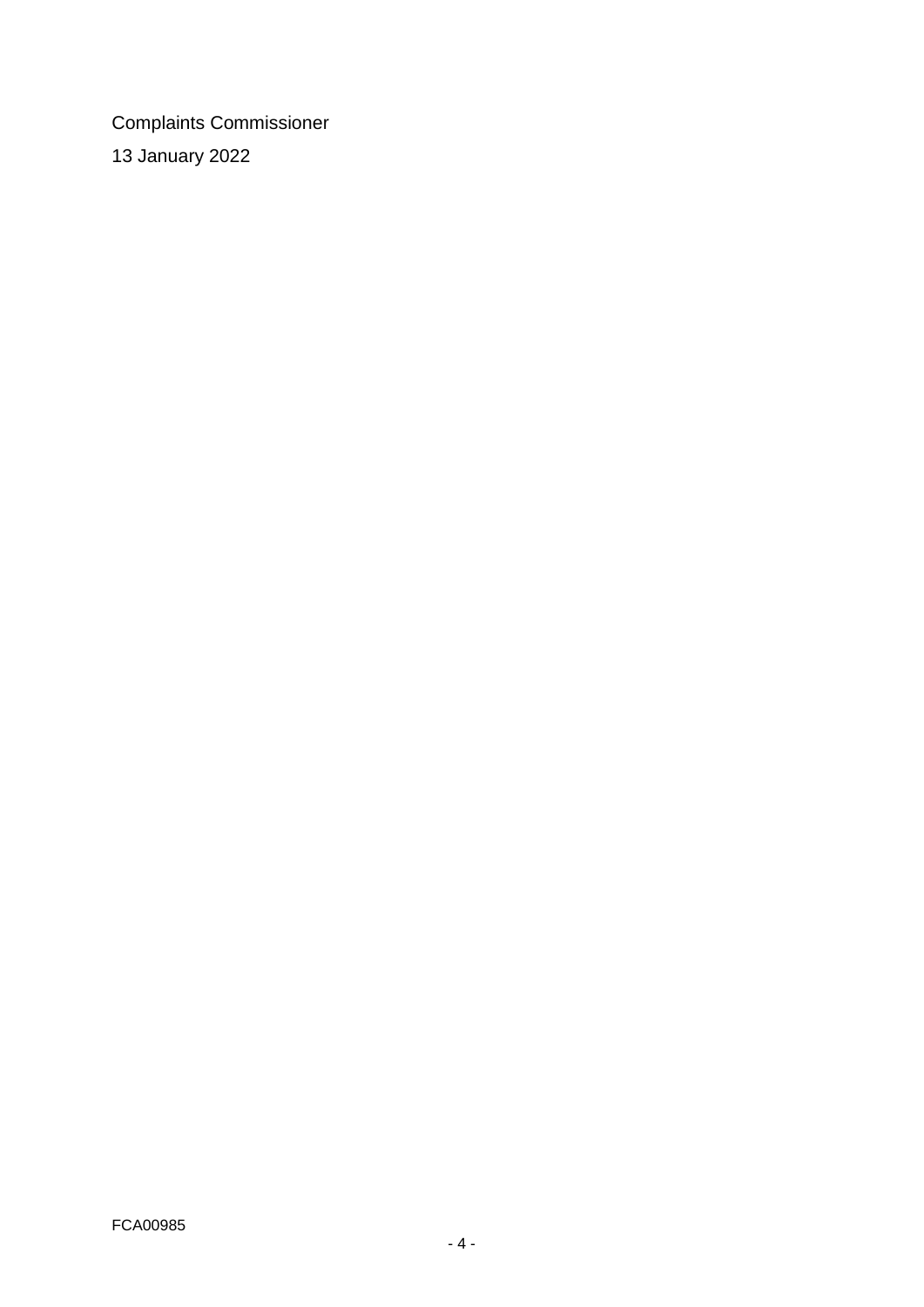Complaints Commissioner

13 January 2022

FCA00985